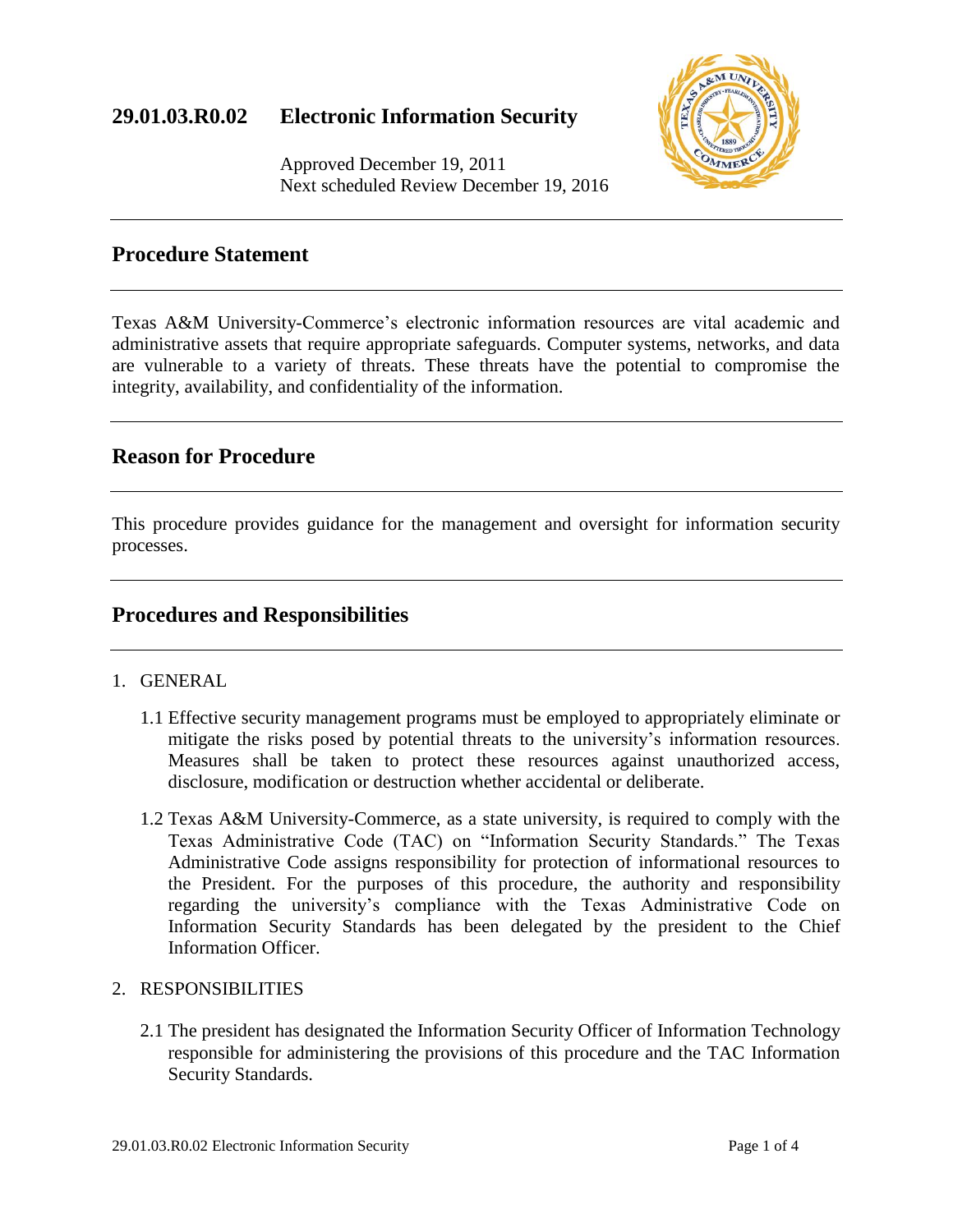# 29.01.03.R0.02 Electronic Information Security

Approved December 19, 2011
Next scheduled Review December 19, 2016

## Procedure Statement

Texas A&M University-Commerce's electronic information resources are vital academic and administrative assets that require appropriate safeguards. Computer systems, networks, and data are vulnerable to a variety of threats. These threats have the potential to compromise the integrity, availability, and confidentiality of the information.

## Reason for Procedure

This procedure provides guidance for the management and oversight for information security processes.

## Procedures and Responsibilities

1. GENERAL

   1.1 Effective security management programs must be employed to appropriately eliminate or mitigate the risks posed by potential threats to the university's information resources. Measures shall be taken to protect these resources against unauthorized access, disclosure, modification or destruction whether accidental or deliberate.

   1.2 Texas A&M University-Commerce, as a state university, is required to comply with the Texas Administrative Code (TAC) on "Information Security Standards." The Texas Administrative Code assigns responsibility for protection of informational resources to the President. For the purposes of this procedure, the authority and responsibility regarding the university's compliance with the Texas Administrative Code on Information Security Standards has been delegated by the president to the Chief Information Officer.

2. RESPONSIBILITIES

   2.1 The president has designated the Information Security Officer of Information Technology responsible for administering the provisions of this procedure and the TAC Information Security Standards.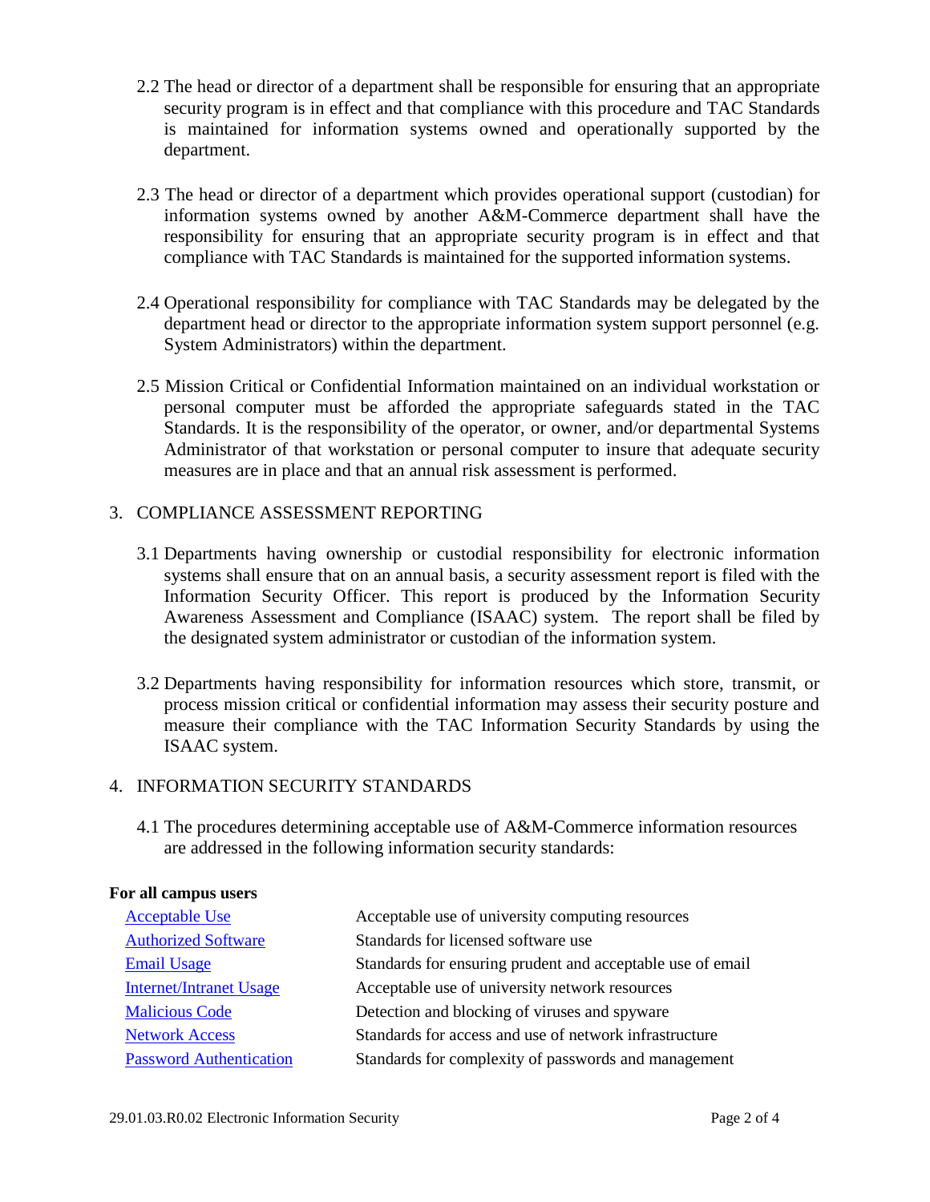2.2 The head or director of a department shall be responsible for ensuring that an appropriate security program is in effect and that compliance with this procedure and TAC Standards is maintained for information systems owned and operationally supported by the department.

2.3 The head or director of a department which provides operational support (custodian) for information systems owned by another A&M-Commerce department shall have the responsibility for ensuring that an appropriate security program is in effect and that compliance with TAC Standards is maintained for the supported information systems.

2.4 Operational responsibility for compliance with TAC Standards may be delegated by the department head or director to the appropriate information system support personnel (e.g. System Administrators) within the department.

2.5 Mission Critical or Confidential Information maintained on an individual workstation or personal computer must be afforded the appropriate safeguards stated in the TAC Standards. It is the responsibility of the operator, or owner, and/or departmental Systems Administrator of that workstation or personal computer to insure that adequate security measures are in place and that an annual risk assessment is performed.

## 3. COMPLIANCE ASSESSMENT REPORTING

3.1 Departments having ownership or custodial responsibility for electronic information systems shall ensure that on an annual basis, a security assessment report is filed with the Information Security Officer. This report is produced by the Information Security Awareness Assessment and Compliance (ISAAC) system. The report shall be filed by the designated system administrator or custodian of the information system.

3.2 Departments having responsibility for information resources which store, transmit, or process mission critical or confidential information may assess their security posture and measure their compliance with the TAC Information Security Standards by using the ISAAC system.

## 4. INFORMATION SECURITY STANDARDS

4.1 The procedures determining acceptable use of A&M-Commerce information resources are addressed in the following information security standards:

**For all campus users**

| | |
|---|---|
| Acceptable Use | Acceptable use of university computing resources |
| Authorized Software | Standards for licensed software use |
| Email Usage | Standards for ensuring prudent and acceptable use of email |
| Internet/Intranet Usage | Acceptable use of university network resources |
| Malicious Code | Detection and blocking of viruses and spyware |
| Network Access | Standards for access and use of network infrastructure |
| Password Authentication | Standards for complexity of passwords and management |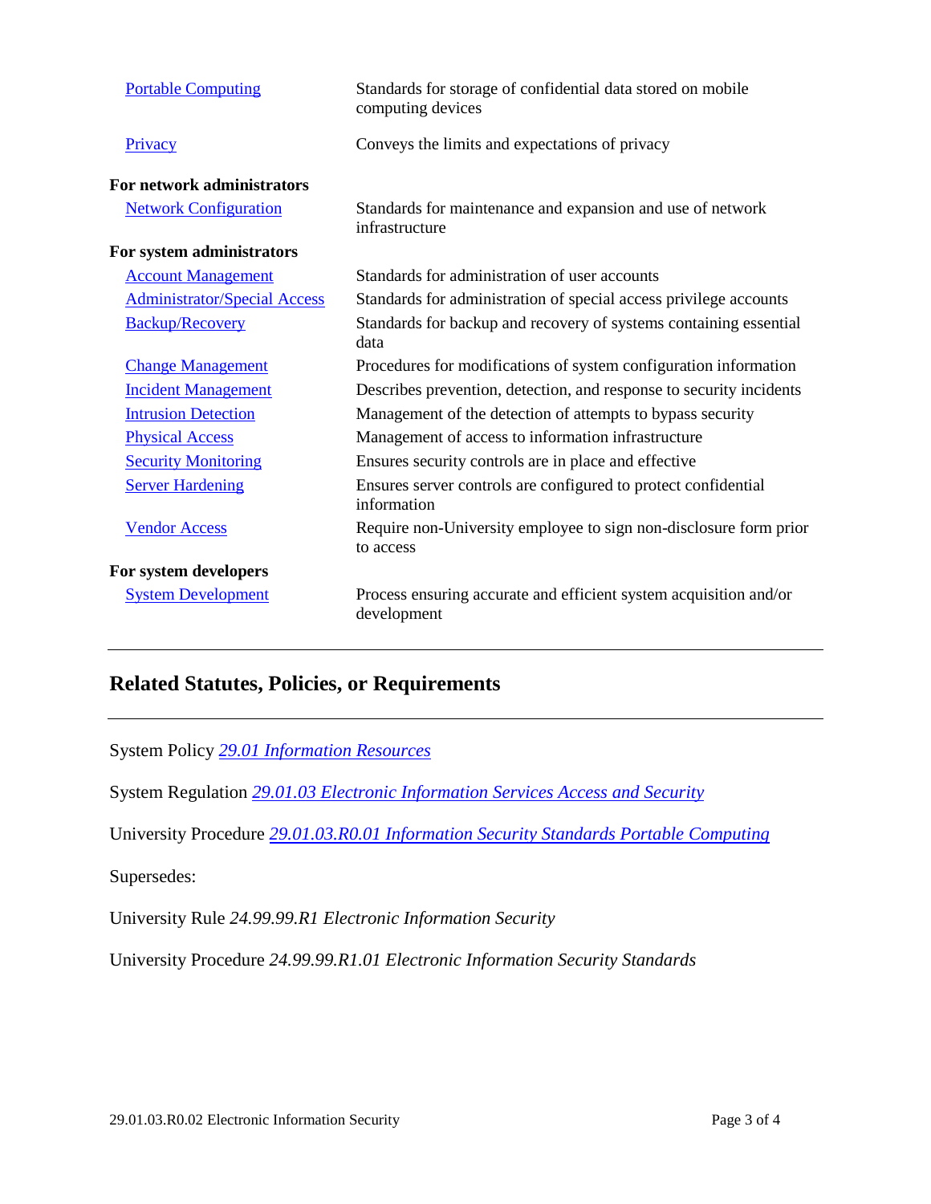| | |
|---|---|
| Portable Computing | Standards for storage of confidential data stored on mobile computing devices |
| Privacy | Conveys the limits and expectations of privacy |
| **For network administrators** | |
| Network Configuration | Standards for maintenance and expansion and use of network infrastructure |
| **For system administrators** | |
| Account Management | Standards for administration of user accounts |
| Administrator/Special Access | Standards for administration of special access privilege accounts |
| Backup/Recovery | Standards for backup and recovery of systems containing essential data |
| Change Management | Procedures for modifications of system configuration information |
| Incident Management | Describes prevention, detection, and response to security incidents |
| Intrusion Detection | Management of the detection of attempts to bypass security |
| Physical Access | Management of access to information infrastructure |
| Security Monitoring | Ensures security controls are in place and effective |
| Server Hardening | Ensures server controls are configured to protect confidential information |
| Vendor Access | Require non-University employee to sign non-disclosure form prior to access |
| **For system developers** | |
| System Development | Process ensuring accurate and efficient system acquisition and/or development |

## Related Statutes, Policies, or Requirements

System Policy *29.01 Information Resources*

System Regulation *29.01.03 Electronic Information Services Access and Security*

University Procedure *29.01.03.R0.01 Information Security Standards Portable Computing*

Supersedes:

University Rule *24.99.99.R1 Electronic Information Security*

University Procedure *24.99.99.R1.01 Electronic Information Security Standards*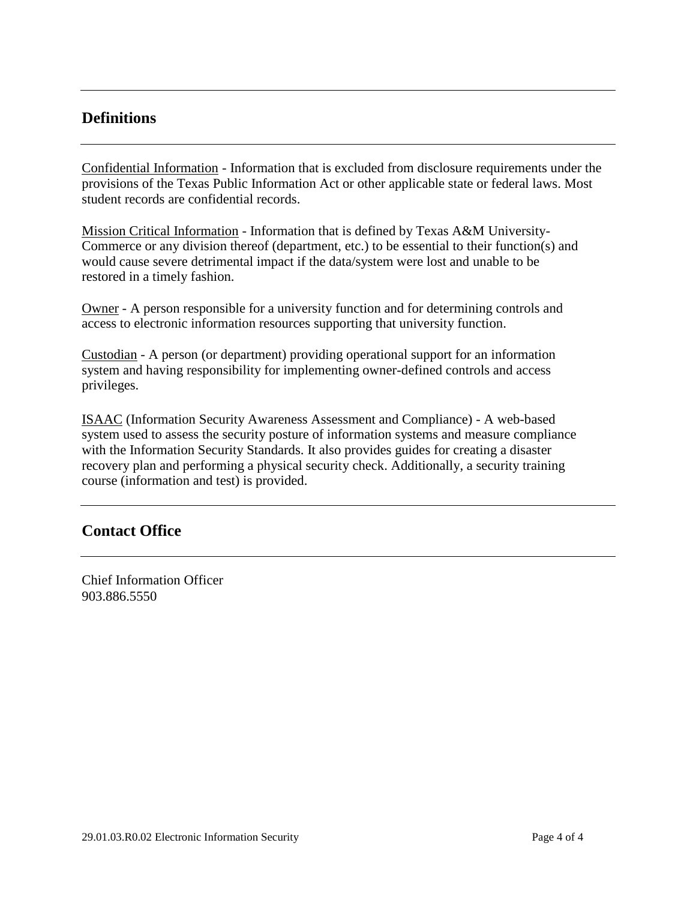## Definitions

Confidential Information - Information that is excluded from disclosure requirements under the provisions of the Texas Public Information Act or other applicable state or federal laws. Most student records are confidential records.

Mission Critical Information - Information that is defined by Texas A&M University-Commerce or any division thereof (department, etc.) to be essential to their function(s) and would cause severe detrimental impact if the data/system were lost and unable to be restored in a timely fashion.

Owner - A person responsible for a university function and for determining controls and access to electronic information resources supporting that university function.

Custodian - A person (or department) providing operational support for an information system and having responsibility for implementing owner-defined controls and access privileges.

ISAAC (Information Security Awareness Assessment and Compliance) - A web-based system used to assess the security posture of information systems and measure compliance with the Information Security Standards. It also provides guides for creating a disaster recovery plan and performing a physical security check. Additionally, a security training course (information and test) is provided.

## Contact Office

Chief Information Officer
903.886.5550